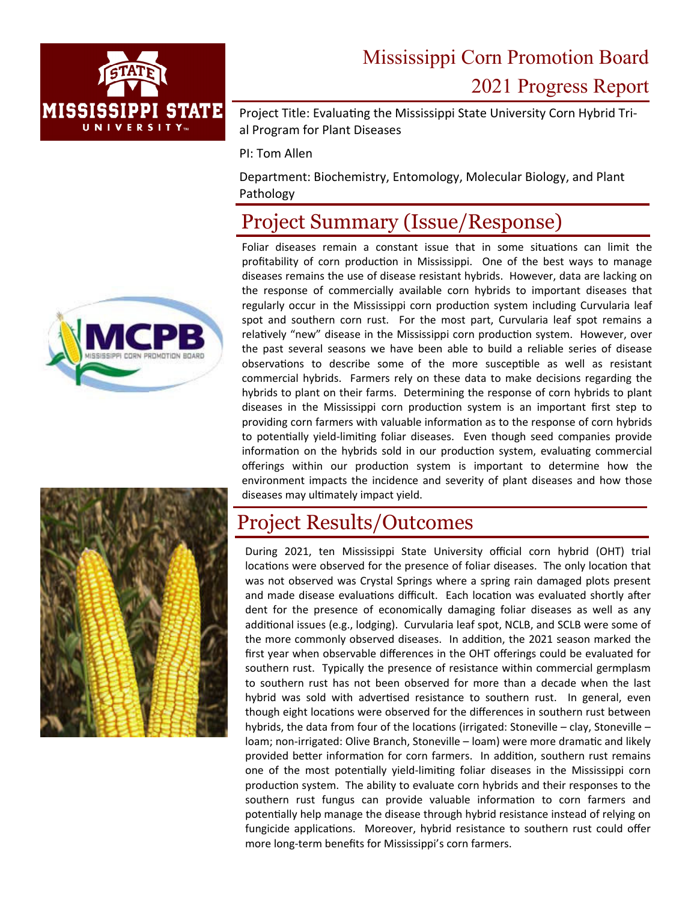# Mississippi Corn Promotion Board

# 2021 Progress Report

Project Title: Evaluating the Mississippi State University Corn Hybrid Trial Program for Plant Diseases

PI: Tom Allen

Department: Biochemistry, Entomology, Molecular Biology, and Plant Pathology

## Project Summary (Issue/Response)

Foliar diseases remain a constant issue that in some situations can limit the profitability of corn production in Mississippi. One of the best ways to manage diseases remains the use of disease resistant hybrids. However, data are lacking on the response of commercially available corn hybrids to important diseases that regularly occur in the Mississippi corn production system including Curvularia leaf spot and southern corn rust. For the most part, Curvularia leaf spot remains a relatively "new" disease in the Mississippi corn production system. However, over the past several seasons we have been able to build a reliable series of disease observations to describe some of the more susceptible as well as resistant commercial hybrids. Farmers rely on these data to make decisions regarding the hybrids to plant on their farms. Determining the response of corn hybrids to plant diseases in the Mississippi corn production system is an important first step to providing corn farmers with valuable information as to the response of corn hybrids to potentially yield-limiting foliar diseases. Even though seed companies provide information on the hybrids sold in our production system, evaluating commercial offerings within our production system is important to determine how the environment impacts the incidence and severity of plant diseases and how those diseases may ultimately impact yield.

## Project Results/Outcomes

During 2021, ten Mississippi State University official corn hybrid (OHT) trial locations were observed for the presence of foliar diseases. The only location that was not observed was Crystal Springs where a spring rain damaged plots present and made disease evaluations difficult. Each location was evaluated shortly after dent for the presence of economically damaging foliar diseases as well as any additional issues (e.g., lodging). Curvularia leaf spot, NCLB, and SCLB were some of the more commonly observed diseases. In addition, the 2021 season marked the first year when observable differences in the OHT offerings could be evaluated for southern rust. Typically the presence of resistance within commercial germplasm to southern rust has not been observed for more than a decade when the last hybrid was sold with advertised resistance to southern rust. In general, even though eight locations were observed for the differences in southern rust between hybrids, the data from four of the locations (irrigated: Stoneville – clay, Stoneville – loam; non-irrigated: Olive Branch, Stoneville – loam) were more dramatic and likely provided better information for corn farmers. In addition, southern rust remains one of the most potentially yield-limiting foliar diseases in the Mississippi corn production system. The ability to evaluate corn hybrids and their responses to the southern rust fungus can provide valuable information to corn farmers and potentially help manage the disease through hybrid resistance instead of relying on fungicide applications. Moreover, hybrid resistance to southern rust could offer more long-term benefits for Mississippi's corn farmers.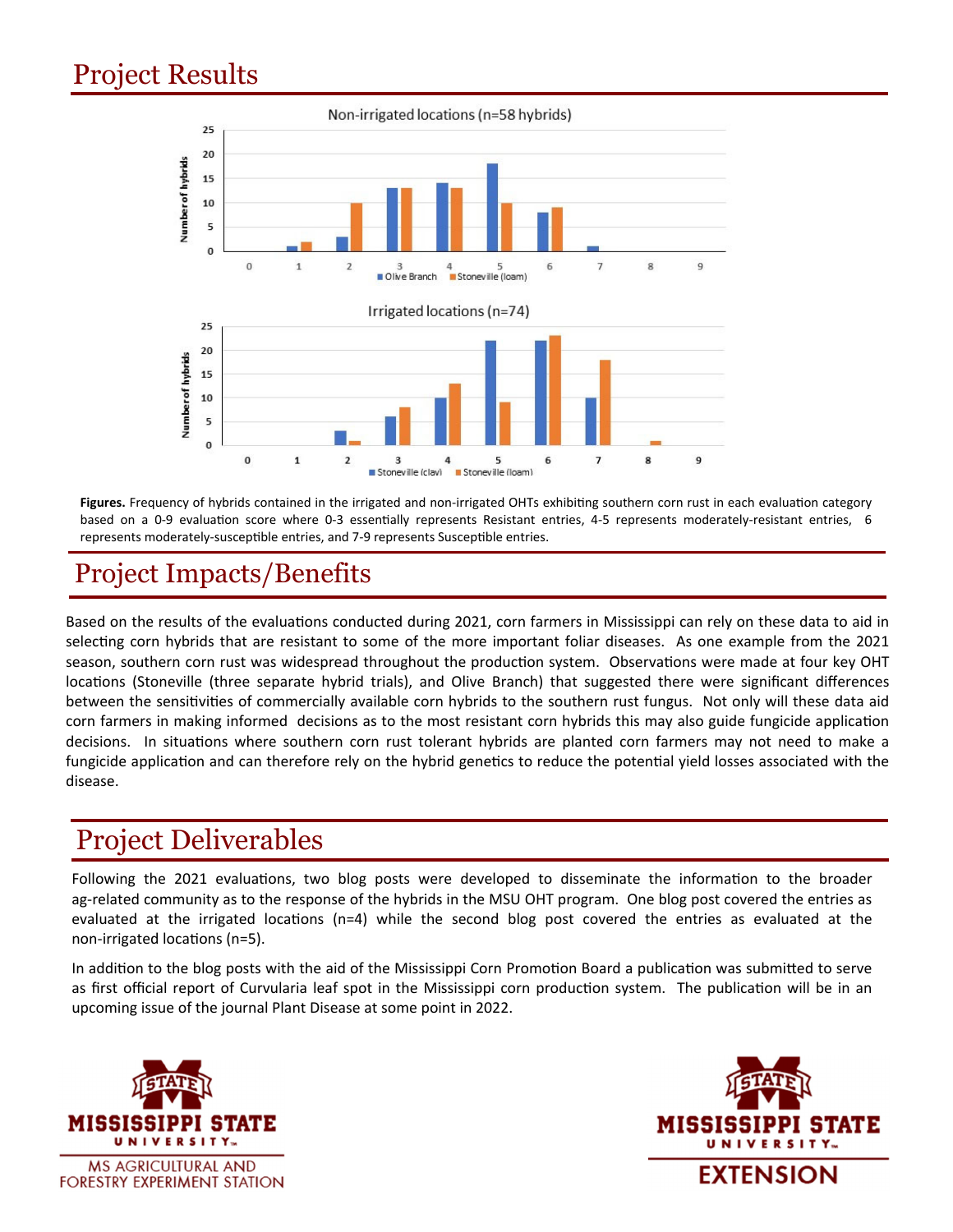# Project Results

Non-irrigated locations (n=58 hybrids)

Number of hybrids

25
20
15
10
5
0

0 1 2 3 4 5 6 7 8 9

Olive Branch  Stoneville (loam)

Irrigated locations (n=74)

Number of hybrids

25
20
15
10
5
0

0 1 2 3 4 5 6 7 8 9

Stoneville (clay)  Stoneville (loam)

**Figures.** Frequency of hybrids contained in the irrigated and non-irrigated OHTs exhibiting southern corn rust in each evaluation category based on a 0-9 evaluation score where 0-3 essentially represents Resistant entries, 4-5 represents moderately-resistant entries, 6 represents moderately-susceptible entries, and 7-9 represents Susceptible entries.

# Project Impacts/Benefits

Based on the results of the evaluations conducted during 2021, corn farmers in Mississippi can rely on these data to aid in selecting corn hybrids that are resistant to some of the more important foliar diseases. As one example from the 2021 season, southern corn rust was widespread throughout the production system. Observations were made at four key OHT locations (Stoneville (three separate hybrid trials), and Olive Branch) that suggested there were significant differences between the sensitivities of commercially available corn hybrids to the southern rust fungus. Not only will these data aid corn farmers in making informed decisions as to the most resistant corn hybrids this may also guide fungicide application decisions. In situations where southern corn rust tolerant hybrids are planted corn farmers may not need to make a fungicide application and can therefore rely on the hybrid genetics to reduce the potential yield losses associated with the disease.

# Project Deliverables

Following the 2021 evaluations, two blog posts were developed to disseminate the information to the broader ag-related community as to the response of the hybrids in the MSU OHT program. One blog post covered the entries as evaluated at the irrigated locations (n=4) while the second blog post covered the entries as evaluated at the non-irrigated locations (n=5).

In addition to the blog posts with the aid of the Mississippi Corn Promotion Board a publication was submitted to serve as first official report of Curvularia leaf spot in the Mississippi corn production system. The publication will be in an upcoming issue of the journal Plant Disease at some point in 2022.

MISSISSIPPI STATE UNIVERSITY
MS AGRICULTURAL AND FORESTRY EXPERIMENT STATION

MISSISSIPPI STATE UNIVERSITY
EXTENSION